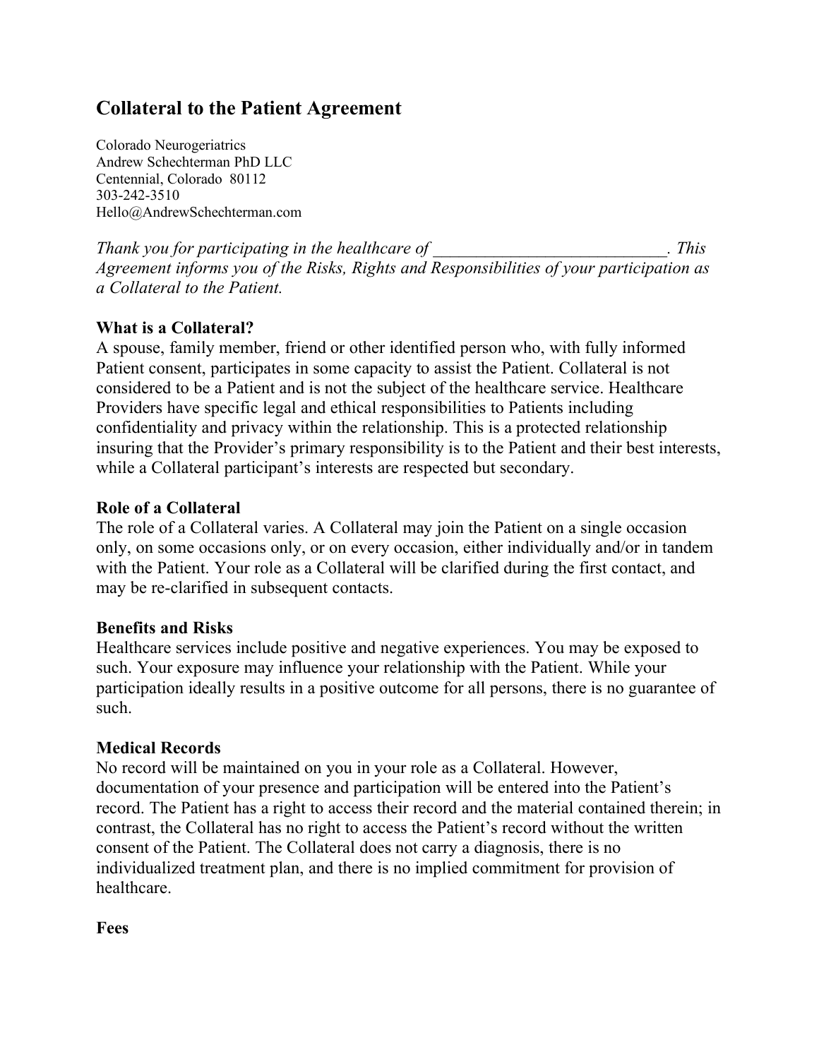# Collateral to the Patient Agreement

Colorado Neurogeriatrics
Andrew Schechterman PhD LLC
Centennial, Colorado 80112
303-242-3510
Hello@AndrewSchechterman.com

*Thank you for participating in the healthcare of \_\_\_\_\_\_\_\_\_\_\_\_\_\_\_\_\_\_\_\_\_\_\_\_\_\_\_. This Agreement informs you of the Risks, Rights and Responsibilities of your participation as a Collateral to the Patient.*

**What is a Collateral?**
A spouse, family member, friend or other identified person who, with fully informed Patient consent, participates in some capacity to assist the Patient. Collateral is not considered to be a Patient and is not the subject of the healthcare service. Healthcare Providers have specific legal and ethical responsibilities to Patients including confidentiality and privacy within the relationship. This is a protected relationship insuring that the Provider's primary responsibility is to the Patient and their best interests, while a Collateral participant's interests are respected but secondary.

**Role of a Collateral**
The role of a Collateral varies. A Collateral may join the Patient on a single occasion only, on some occasions only, or on every occasion, either individually and/or in tandem with the Patient. Your role as a Collateral will be clarified during the first contact, and may be re-clarified in subsequent contacts.

**Benefits and Risks**
Healthcare services include positive and negative experiences. You may be exposed to such. Your exposure may influence your relationship with the Patient. While your participation ideally results in a positive outcome for all persons, there is no guarantee of such.

**Medical Records**
No record will be maintained on you in your role as a Collateral. However, documentation of your presence and participation will be entered into the Patient's record. The Patient has a right to access their record and the material contained therein; in contrast, the Collateral has no right to access the Patient's record without the written consent of the Patient. The Collateral does not carry a diagnosis, there is no individualized treatment plan, and there is no implied commitment for provision of healthcare.

**Fees**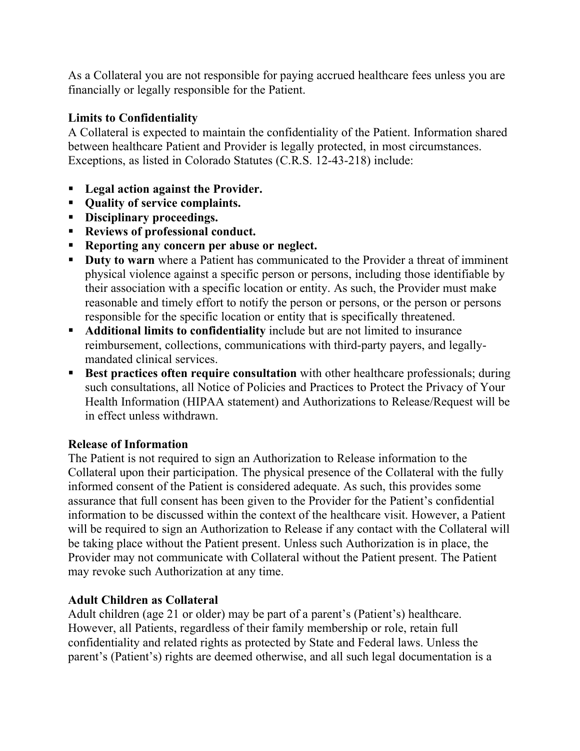As a Collateral you are not responsible for paying accrued healthcare fees unless you are financially or legally responsible for the Patient.

**Limits to Confidentiality**

A Collateral is expected to maintain the confidentiality of the Patient. Information shared between healthcare Patient and Provider is legally protected, in most circumstances. Exceptions, as listed in Colorado Statutes (C.R.S. 12-43-218) include:

- **Legal action against the Provider.**
- **Quality of service complaints.**
- **Disciplinary proceedings.**
- **Reviews of professional conduct.**
- **Reporting any concern per abuse or neglect.**
- **Duty to warn** where a Patient has communicated to the Provider a threat of imminent physical violence against a specific person or persons, including those identifiable by their association with a specific location or entity. As such, the Provider must make reasonable and timely effort to notify the person or persons, or the person or persons responsible for the specific location or entity that is specifically threatened.
- **Additional limits to confidentiality** include but are not limited to insurance reimbursement, collections, communications with third-party payers, and legally-mandated clinical services.
- **Best practices often require consultation** with other healthcare professionals; during such consultations, all Notice of Policies and Practices to Protect the Privacy of Your Health Information (HIPAA statement) and Authorizations to Release/Request will be in effect unless withdrawn.

**Release of Information**

The Patient is not required to sign an Authorization to Release information to the Collateral upon their participation. The physical presence of the Collateral with the fully informed consent of the Patient is considered adequate. As such, this provides some assurance that full consent has been given to the Provider for the Patient's confidential information to be discussed within the context of the healthcare visit. However, a Patient will be required to sign an Authorization to Release if any contact with the Collateral will be taking place without the Patient present. Unless such Authorization is in place, the Provider may not communicate with Collateral without the Patient present. The Patient may revoke such Authorization at any time.

**Adult Children as Collateral**

Adult children (age 21 or older) may be part of a parent's (Patient's) healthcare. However, all Patients, regardless of their family membership or role, retain full confidentiality and related rights as protected by State and Federal laws. Unless the parent's (Patient's) rights are deemed otherwise, and all such legal documentation is a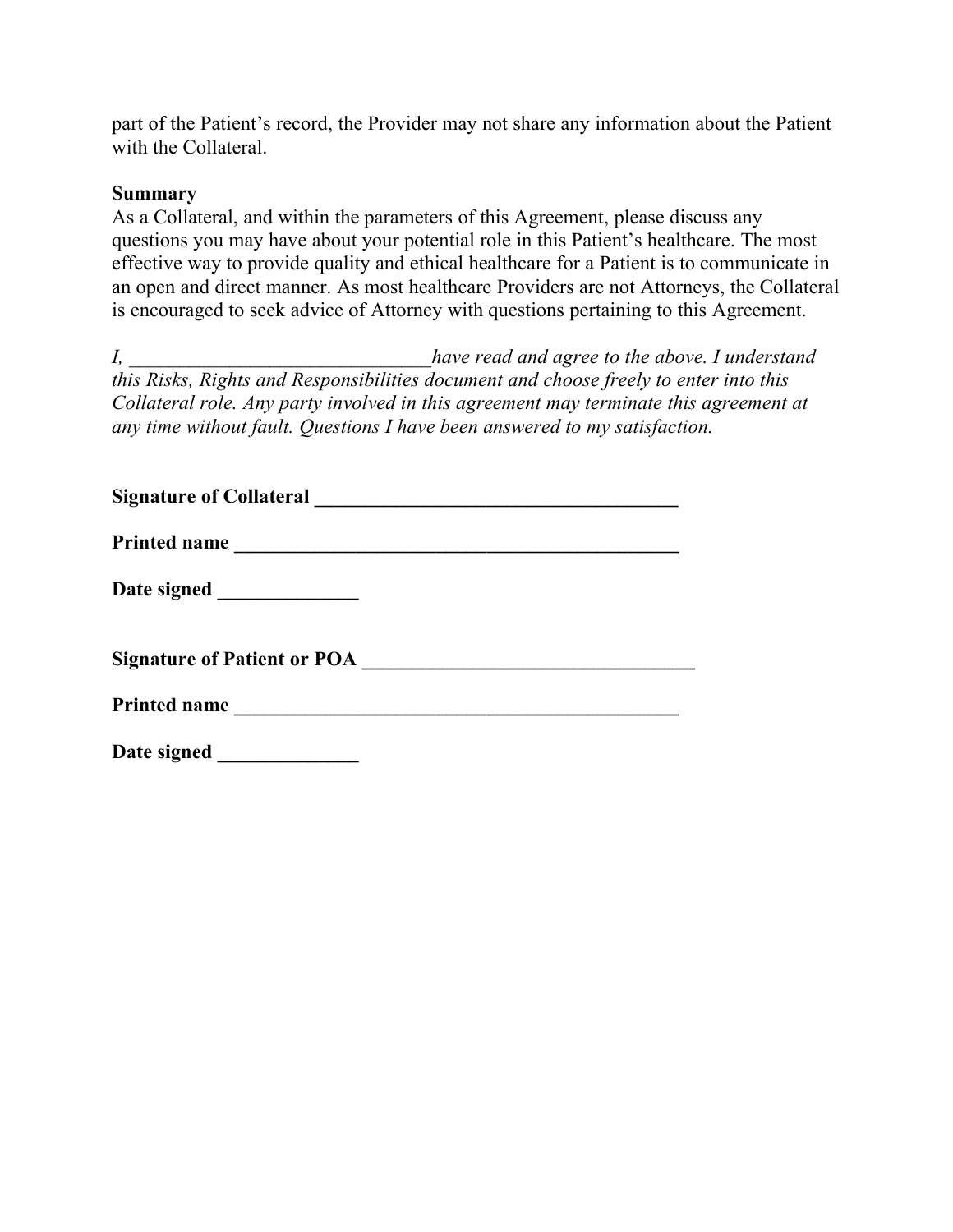part of the Patient's record, the Provider may not share any information about the Patient with the Collateral.

**Summary**

As a Collateral, and within the parameters of this Agreement, please discuss any questions you may have about your potential role in this Patient's healthcare. The most effective way to provide quality and ethical healthcare for a Patient is to communicate in an open and direct manner. As most healthcare Providers are not Attorneys, the Collateral is encouraged to seek advice of Attorney with questions pertaining to this Agreement.

*I, ______________________________have read and agree to the above. I understand this Risks, Rights and Responsibilities document and choose freely to enter into this Collateral role. Any party involved in this agreement may terminate this agreement at any time without fault. Questions I have been answered to my satisfaction.*

**Signature of Collateral ____________________________________**

**Printed name _____________________________________________**

**Date signed ______________**

**Signature of Patient or POA _________________________________**

**Printed name _____________________________________________**

**Date signed ______________**